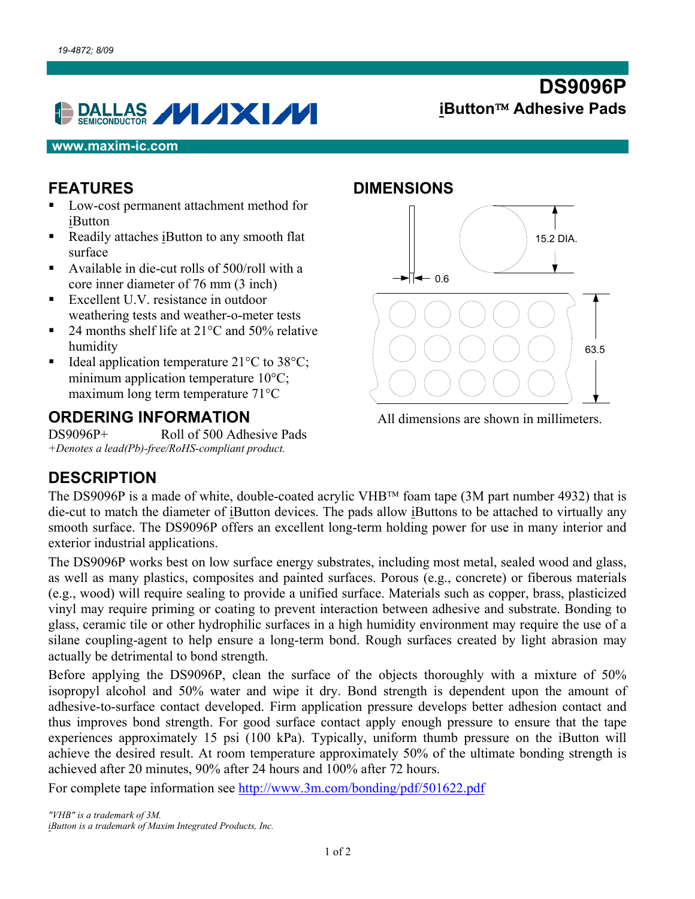19-4872; 8/09

# DS9096P

## iButton™ Adhesive Pads

www.maxim-ic.com

## FEATURES

- Low-cost permanent attachment method for iButton
- Readily attaches iButton to any smooth flat surface
- Available in die-cut rolls of 500/roll with a core inner diameter of 76 mm (3 inch)
- Excellent U.V. resistance in outdoor weathering tests and weather-o-meter tests
- 24 months shelf life at 21°C and 50% relative humidity
- Ideal application temperature 21°C to 38°C; minimum application temperature 10°C; maximum long term temperature 71°C

## ORDERING INFORMATION

| | |
|---|---|
| DS9096P+ | Roll of 500 Adhesive Pads |

*+Denotes a lead(Pb)-free/RoHS-compliant product.*

## DIMENSIONS

15.2 DIA.

0.6

63.5

All dimensions are shown in millimeters.

## DESCRIPTION

The DS9096P is a made of white, double-coated acrylic VHB™ foam tape (3M part number 4932) that is die-cut to match the diameter of iButton devices. The pads allow iButtons to be attached to virtually any smooth surface. The DS9096P offers an excellent long-term holding power for use in many interior and exterior industrial applications.

The DS9096P works best on low surface energy substrates, including most metal, sealed wood and glass, as well as many plastics, composites and painted surfaces. Porous (e.g., concrete) or fiberous materials (e.g., wood) will require sealing to provide a unified surface. Materials such as copper, brass, plasticized vinyl may require priming or coating to prevent interaction between adhesive and substrate. Bonding to glass, ceramic tile or other hydrophilic surfaces in a high humidity environment may require the use of a silane coupling-agent to help ensure a long-term bond. Rough surfaces created by light abrasion may actually be detrimental to bond strength.

Before applying the DS9096P, clean the surface of the objects thoroughly with a mixture of 50% isopropyl alcohol and 50% water and wipe it dry. Bond strength is dependent upon the amount of adhesive-to-surface contact developed. Firm application pressure develops better adhesion contact and thus improves bond strength. For good surface contact apply enough pressure to ensure that the tape experiences approximately 15 psi (100 kPa). Typically, uniform thumb pressure on the iButton will achieve the desired result. At room temperature approximately 50% of the ultimate bonding strength is achieved after 20 minutes, 90% after 24 hours and 100% after 72 hours.

For complete tape information see http://www.3m.com/bonding/pdf/501622.pdf

*"VHB" is a trademark of 3M.*
*iButton is a trademark of Maxim Integrated Products, Inc.*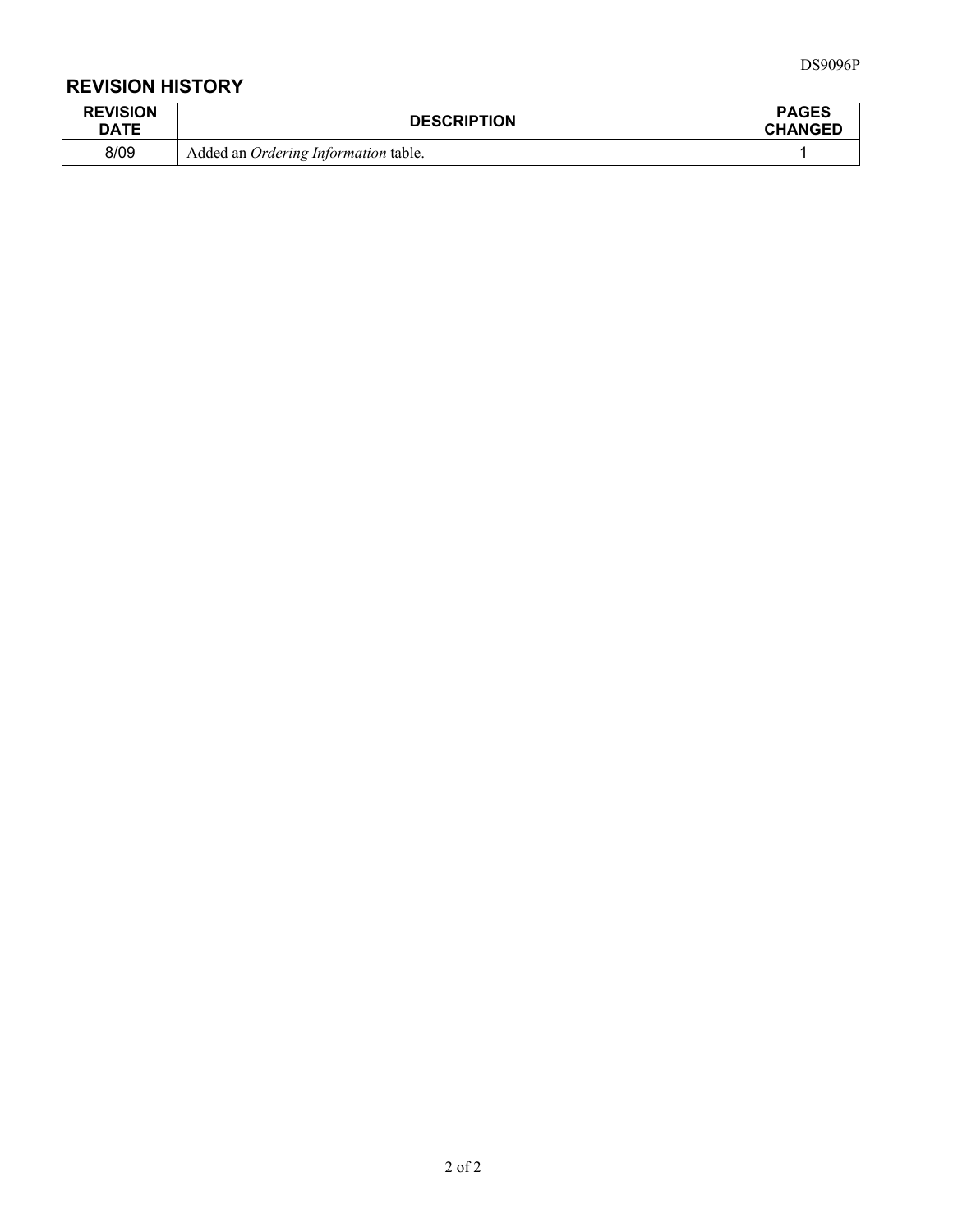## REVISION HISTORY

| REVISION DATE | DESCRIPTION | PAGES CHANGED |
|---|---|---|
| 8/09 | Added an *Ordering Information* table. | 1 |